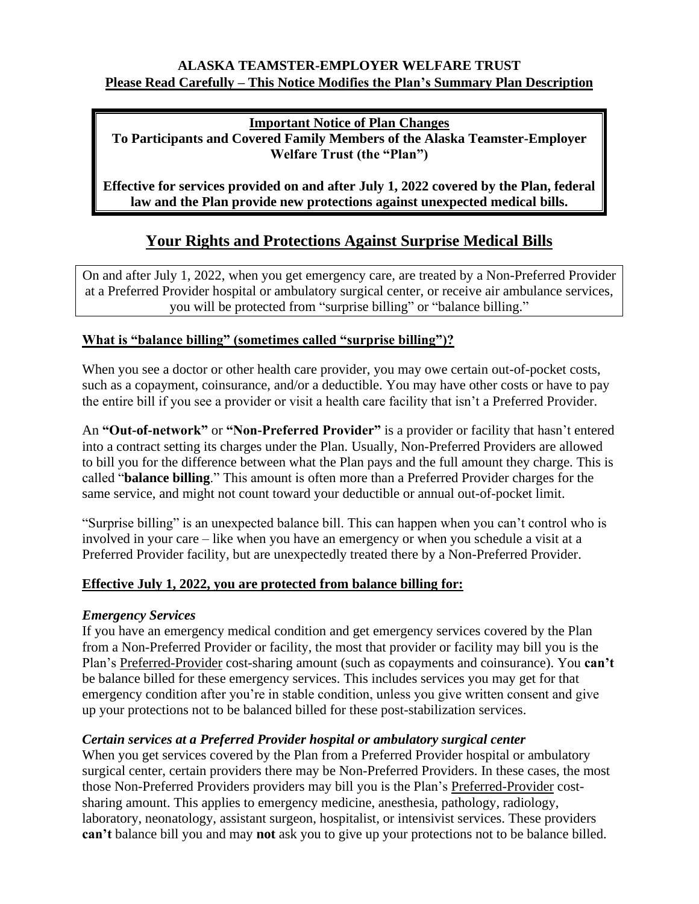**ALASKA TEAMSTER-EMPLOYER WELFARE TRUST**

**Please Read Carefully – This Notice Modifies the Plan's Summary Plan Description**

**Important Notice of Plan Changes**

**To Participants and Covered Family Members of the Alaska Teamster-Employer Welfare Trust (the "Plan")**

**Effective for services provided on and after July 1, 2022 covered by the Plan, federal law and the Plan provide new protections against unexpected medical bills.**

## Your Rights and Protections Against Surprise Medical Bills

On and after July 1, 2022, when you get emergency care, are treated by a Non-Preferred Provider at a Preferred Provider hospital or ambulatory surgical center, or receive air ambulance services, you will be protected from "surprise billing" or "balance billing."

### What is "balance billing" (sometimes called "surprise billing")?

When you see a doctor or other health care provider, you may owe certain out-of-pocket costs, such as a copayment, coinsurance, and/or a deductible. You may have other costs or have to pay the entire bill if you see a provider or visit a health care facility that isn't a Preferred Provider.

An **"Out-of-network"** or **"Non-Preferred Provider"** is a provider or facility that hasn't entered into a contract setting its charges under the Plan. Usually, Non-Preferred Providers are allowed to bill you for the difference between what the Plan pays and the full amount they charge. This is called "**balance billing**." This amount is often more than a Preferred Provider charges for the same service, and might not count toward your deductible or annual out-of-pocket limit.

"Surprise billing" is an unexpected balance bill. This can happen when you can't control who is involved in your care – like when you have an emergency or when you schedule a visit at a Preferred Provider facility, but are unexpectedly treated there by a Non-Preferred Provider.

### Effective July 1, 2022, you are protected from balance billing for:

***Emergency Services***

If you have an emergency medical condition and get emergency services covered by the Plan from a Non-Preferred Provider or facility, the most that provider or facility may bill you is the Plan's Preferred-Provider cost-sharing amount (such as copayments and coinsurance). You **can't** be balance billed for these emergency services. This includes services you may get for that emergency condition after you're in stable condition, unless you give written consent and give up your protections not to be balanced billed for these post-stabilization services.

***Certain services at a Preferred Provider hospital or ambulatory surgical center***

When you get services covered by the Plan from a Preferred Provider hospital or ambulatory surgical center, certain providers there may be Non-Preferred Providers. In these cases, the most those Non-Preferred Providers providers may bill you is the Plan's Preferred-Provider cost-sharing amount. This applies to emergency medicine, anesthesia, pathology, radiology, laboratory, neonatology, assistant surgeon, hospitalist, or intensivist services. These providers **can't** balance bill you and may **not** ask you to give up your protections not to be balance billed.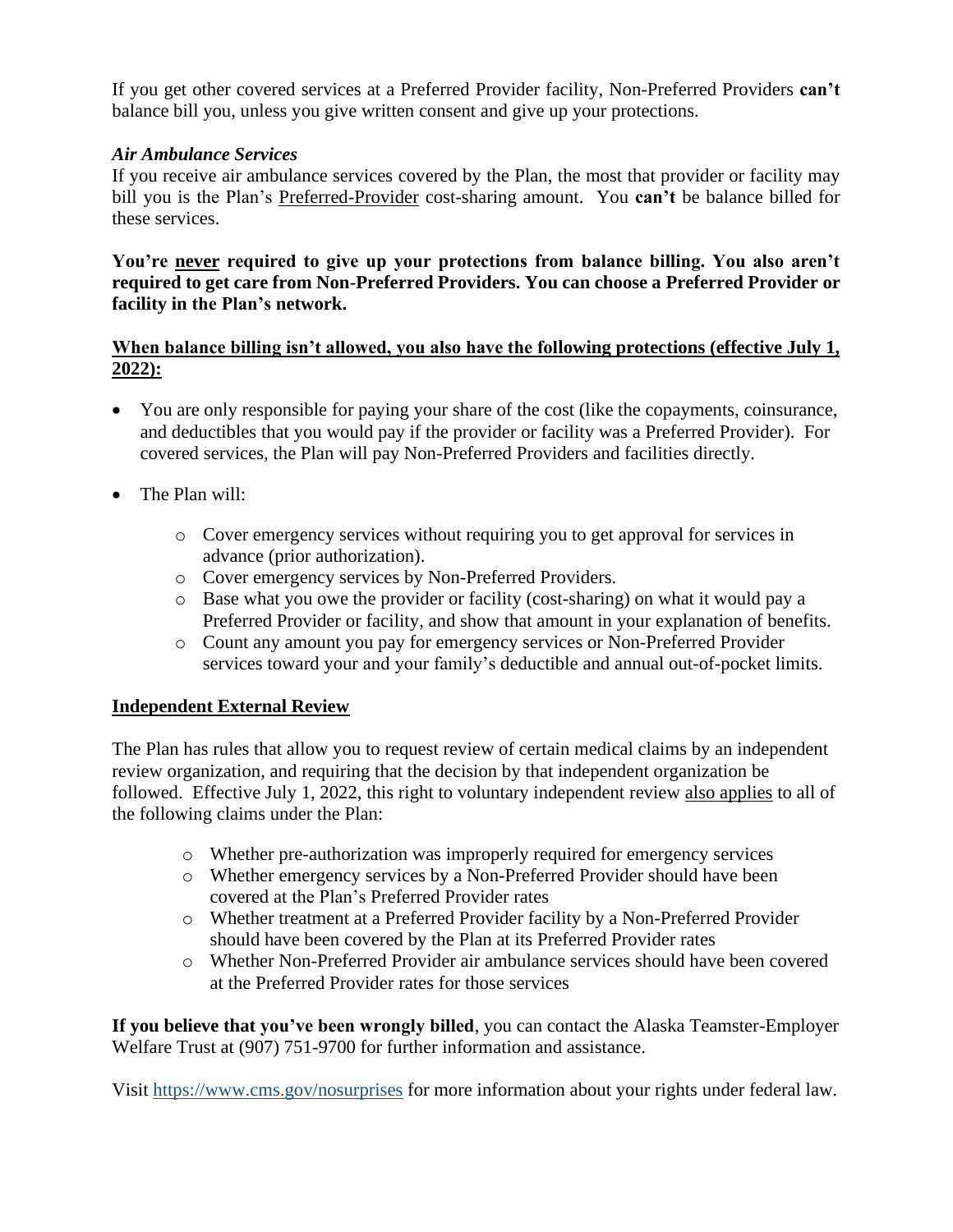If you get other covered services at a Preferred Provider facility, Non-Preferred Providers **can't** balance bill you, unless you give written consent and give up your protections.

***Air Ambulance Services***

If you receive air ambulance services covered by the Plan, the most that provider or facility may bill you is the Plan's Preferred-Provider cost-sharing amount. You **can't** be balance billed for these services.

**You're never required to give up your protections from balance billing. You also aren't required to get care from Non-Preferred Providers. You can choose a Preferred Provider or facility in the Plan's network.**

**When balance billing isn't allowed, you also have the following protections (effective July 1, 2022):**

- You are only responsible for paying your share of the cost (like the copayments, coinsurance, and deductibles that you would pay if the provider or facility was a Preferred Provider). For covered services, the Plan will pay Non-Preferred Providers and facilities directly.
- The Plan will:
  - Cover emergency services without requiring you to get approval for services in advance (prior authorization).
  - Cover emergency services by Non-Preferred Providers.
  - Base what you owe the provider or facility (cost-sharing) on what it would pay a Preferred Provider or facility, and show that amount in your explanation of benefits.
  - Count any amount you pay for emergency services or Non-Preferred Provider services toward your and your family's deductible and annual out-of-pocket limits.

**Independent External Review**

The Plan has rules that allow you to request review of certain medical claims by an independent review organization, and requiring that the decision by that independent organization be followed. Effective July 1, 2022, this right to voluntary independent review also applies to all of the following claims under the Plan:

- Whether pre-authorization was improperly required for emergency services
- Whether emergency services by a Non-Preferred Provider should have been covered at the Plan's Preferred Provider rates
- Whether treatment at a Preferred Provider facility by a Non-Preferred Provider should have been covered by the Plan at its Preferred Provider rates
- Whether Non-Preferred Provider air ambulance services should have been covered at the Preferred Provider rates for those services

**If you believe that you've been wrongly billed**, you can contact the Alaska Teamster-Employer Welfare Trust at (907) 751-9700 for further information and assistance.

Visit https://www.cms.gov/nosurprises for more information about your rights under federal law.